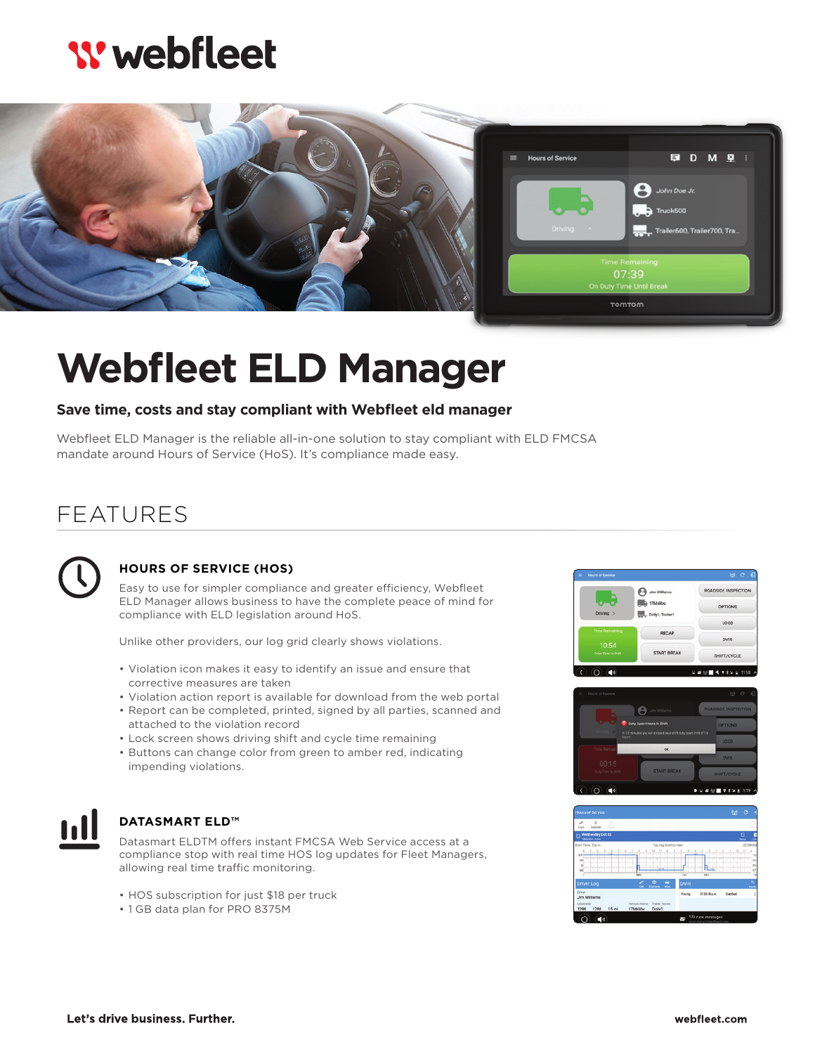# Webfleet ELD Manager

### Save time, costs and stay compliant with Webfleet eld manager

Webfleet ELD Manager is the reliable all-in-one solution to stay compliant with ELD FMCSA mandate around Hours of Service (HoS). It's compliance made easy.

## FEATURES

### HOURS OF SERVICE (HOS)

Easy to use for simpler compliance and greater efficiency, Webfleet ELD Manager allows business to have the complete peace of mind for compliance with ELD legislation around HoS.

Unlike other providers, our log grid clearly shows violations.

- Violation icon makes it easy to identify an issue and ensure that corrective measures are taken
- Violation action report is available for download from the web portal
- Report can be completed, printed, signed by all parties, scanned and attached to the violation record
- Lock screen shows driving shift and cycle time remaining
- Buttons can change color from green to amber red, indicating impending violations.

### DATASMART ELD™

Datasmart ELDTM offers instant FMCSA Web Service access at a compliance stop with real time HOS log updates for Fleet Managers, allowing real time traffic monitoring.

- HOS subscription for just $18 per truck
- 1 GB data plan for PRO 8375M

**Let's drive business. Further.** **webfleet.com**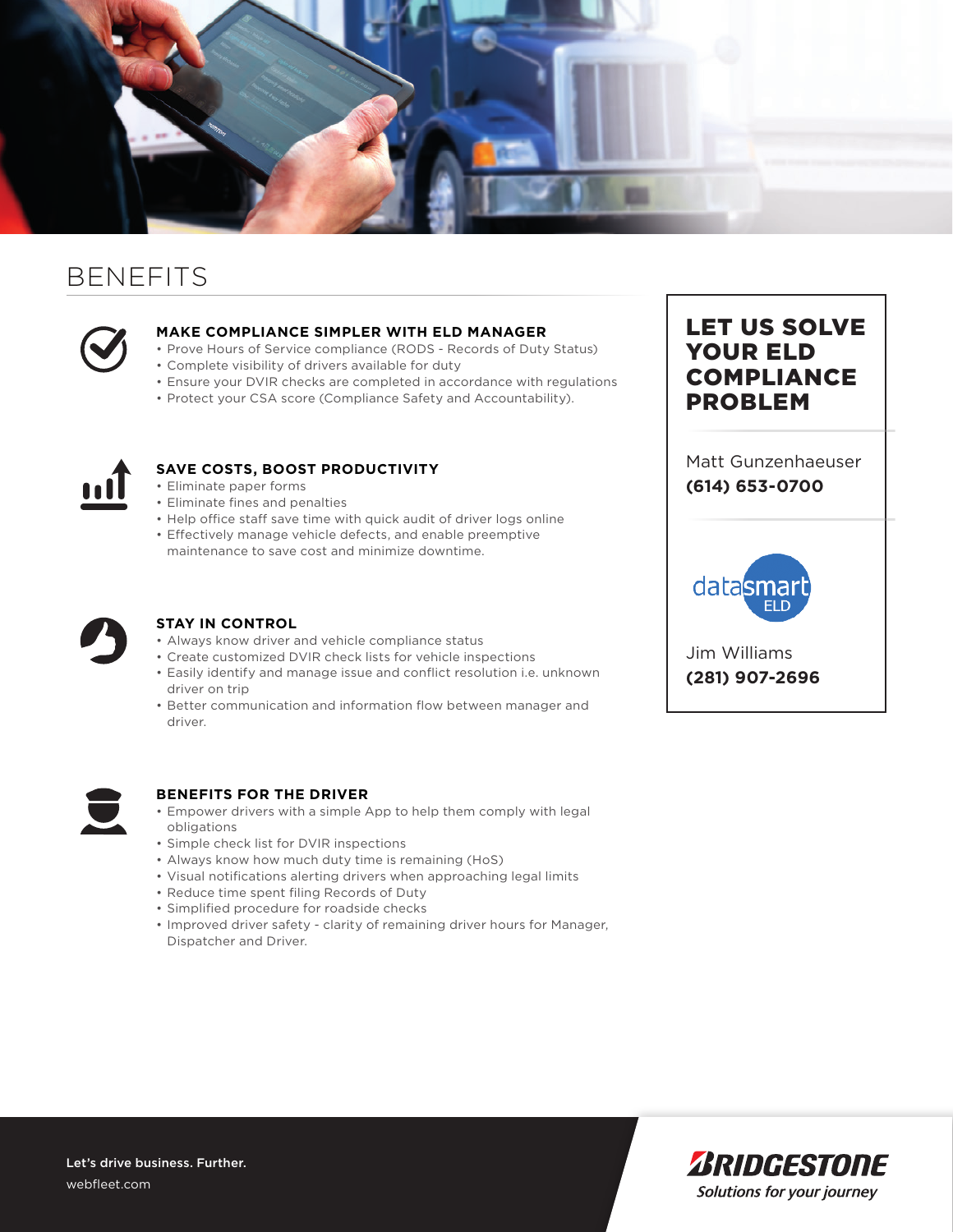# BENEFITS

### MAKE COMPLIANCE SIMPLER WITH ELD MANAGER

- Prove Hours of Service compliance (RODS - Records of Duty Status)
- Complete visibility of drivers available for duty
- Ensure your DVIR checks are completed in accordance with regulations
- Protect your CSA score (Compliance Safety and Accountability).

### SAVE COSTS, BOOST PRODUCTIVITY

- Eliminate paper forms
- Eliminate fines and penalties
- Help office staff save time with quick audit of driver logs online
- Effectively manage vehicle defects, and enable preemptive maintenance to save cost and minimize downtime.

### STAY IN CONTROL

- Always know driver and vehicle compliance status
- Create customized DVIR check lists for vehicle inspections
- Easily identify and manage issue and conflict resolution i.e. unknown driver on trip
- Better communication and information flow between manager and driver.

### BENEFITS FOR THE DRIVER

- Empower drivers with a simple App to help them comply with legal obligations
- Simple check list for DVIR inspections
- Always know how much duty time is remaining (HoS)
- Visual notifications alerting drivers when approaching legal limits
- Reduce time spent filing Records of Duty
- Simplified procedure for roadside checks
- Improved driver safety - clarity of remaining driver hours for Manager, Dispatcher and Driver.

## LET US SOLVE YOUR ELD COMPLIANCE PROBLEM

Matt Gunzenhaeuser
**(614) 653-0700**

datasmart ELD

Jim Williams
**(281) 907-2696**

**Let's drive business. Further.**
webfleet.com

BRIDGESTONE
*Solutions for your journey*